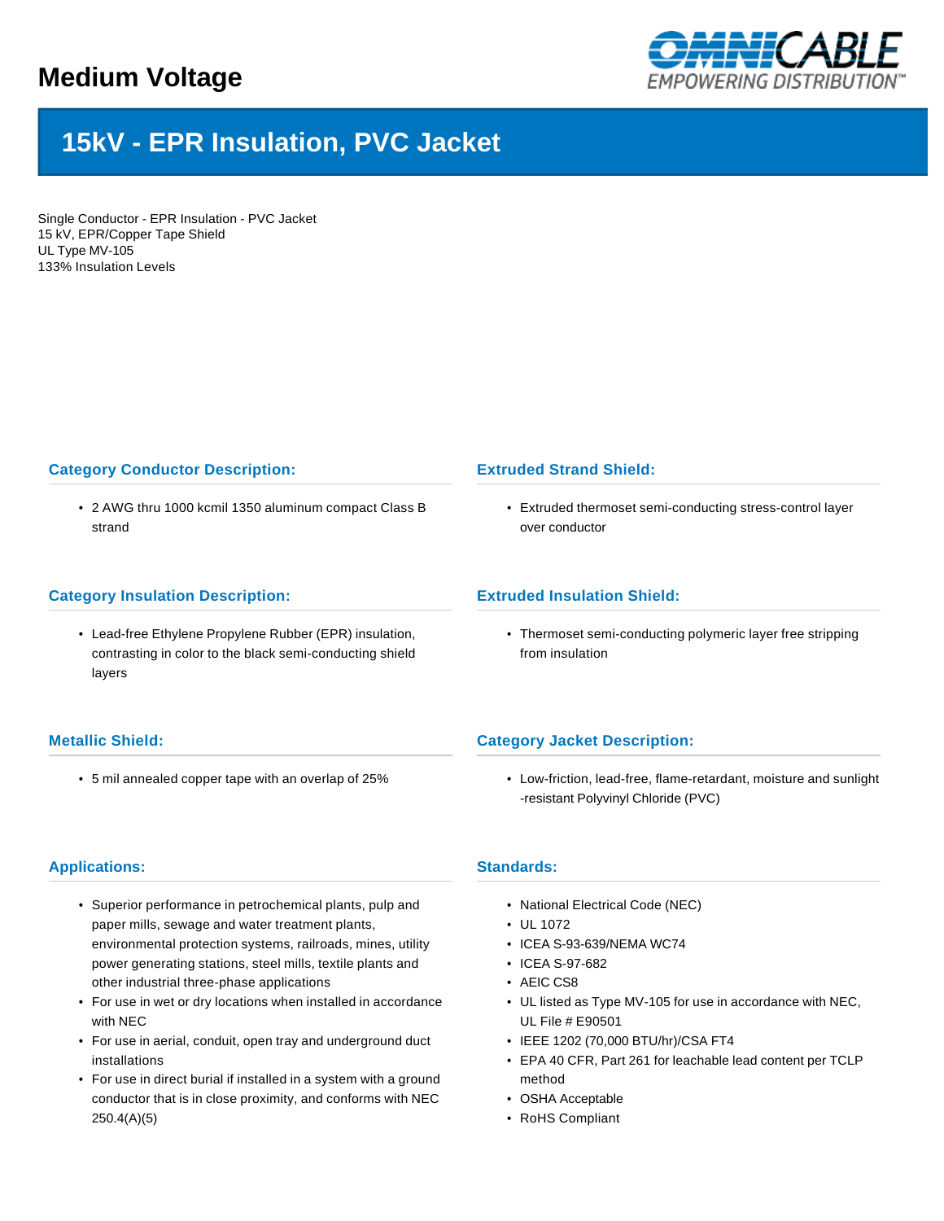# Medium Voltage

OMNICABLE
EMPOWERING DISTRIBUTION™

## 15kV - EPR Insulation, PVC Jacket

Single Conductor - EPR Insulation - PVC Jacket
15 kV, EPR/Copper Tape Shield
UL Type MV-105
133% Insulation Levels

### Category Conductor Description:

- 2 AWG thru 1000 kcmil 1350 aluminum compact Class B strand

### Extruded Strand Shield:

- Extruded thermoset semi-conducting stress-control layer over conductor

### Category Insulation Description:

- Lead-free Ethylene Propylene Rubber (EPR) insulation, contrasting in color to the black semi-conducting shield layers

### Extruded Insulation Shield:

- Thermoset semi-conducting polymeric layer free stripping from insulation

### Metallic Shield:

- 5 mil annealed copper tape with an overlap of 25%

### Category Jacket Description:

- Low-friction, lead-free, flame-retardant, moisture and sunlight-resistant Polyvinyl Chloride (PVC)

### Applications:

- Superior performance in petrochemical plants, pulp and paper mills, sewage and water treatment plants, environmental protection systems, railroads, mines, utility power generating stations, steel mills, textile plants and other industrial three-phase applications
- For use in wet or dry locations when installed in accordance with NEC
- For use in aerial, conduit, open tray and underground duct installations
- For use in direct burial if installed in a system with a ground conductor that is in close proximity, and conforms with NEC 250.4(A)(5)

### Standards:

- National Electrical Code (NEC)
- UL 1072
- ICEA S-93-639/NEMA WC74
- ICEA S-97-682
- AEIC CS8
- UL listed as Type MV-105 for use in accordance with NEC, UL File # E90501
- IEEE 1202 (70,000 BTU/hr)/CSA FT4
- EPA 40 CFR, Part 261 for leachable lead content per TCLP method
- OSHA Acceptable
- RoHS Compliant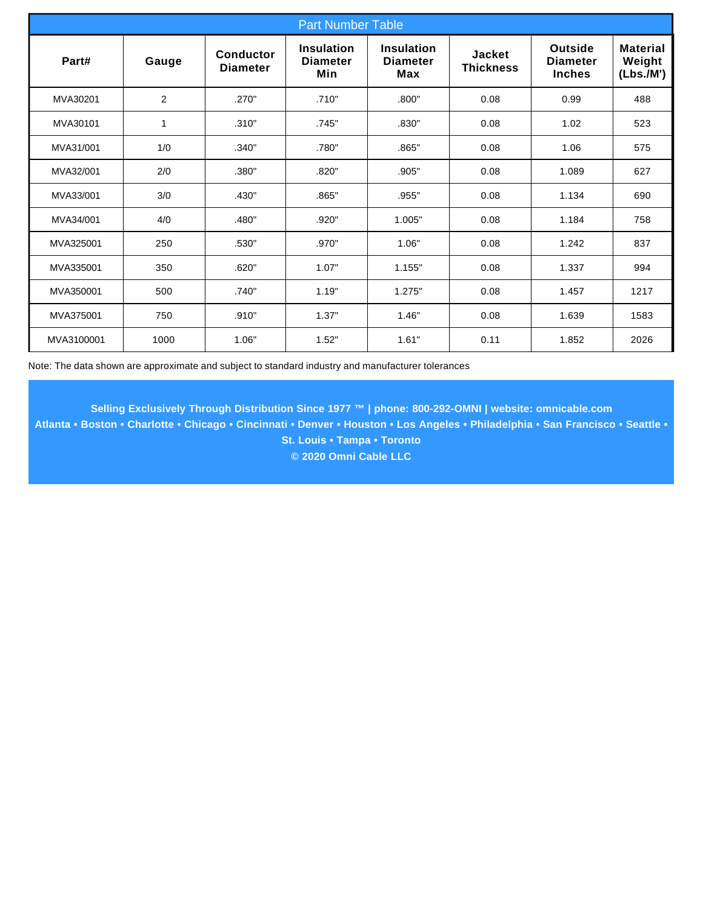## Part Number Table

| Part# | Gauge | Conductor Diameter | Insulation Diameter Min | Insulation Diameter Max | Jacket Thickness | Outside Diameter Inches | Material Weight (Lbs./M') |
|---|---|---|---|---|---|---|---|
| MVA30201 | 2 | .270" | .710" | .800" | 0.08 | 0.99 | 488 |
| MVA30101 | 1 | .310" | .745" | .830" | 0.08 | 1.02 | 523 |
| MVA31/001 | 1/0 | .340" | .780" | .865" | 0.08 | 1.06 | 575 |
| MVA32/001 | 2/0 | .380" | .820" | .905" | 0.08 | 1.089 | 627 |
| MVA33/001 | 3/0 | .430" | .865" | .955" | 0.08 | 1.134 | 690 |
| MVA34/001 | 4/0 | .480" | .920" | 1.005" | 0.08 | 1.184 | 758 |
| MVA325001 | 250 | .530" | .970" | 1.06" | 0.08 | 1.242 | 837 |
| MVA335001 | 350 | .620" | 1.07" | 1.155" | 0.08 | 1.337 | 994 |
| MVA350001 | 500 | .740" | 1.19" | 1.275" | 0.08 | 1.457 | 1217 |
| MVA375001 | 750 | .910" | 1.37" | 1.46" | 0.08 | 1.639 | 1583 |
| MVA3100001 | 1000 | 1.06" | 1.52" | 1.61" | 0.11 | 1.852 | 2026 |

Note: The data shown are approximate and subject to standard industry and manufacturer tolerances

**Selling Exclusively Through Distribution Since 1977 ™ | phone: 800-292-OMNI | website: omnicable.com**

**Atlanta • Boston • Charlotte • Chicago • Cincinnati • Denver • Houston • Los Angeles • Philadelphia • San Francisco • Seattle • St. Louis • Tampa • Toronto**

**© 2020 Omni Cable LLC**